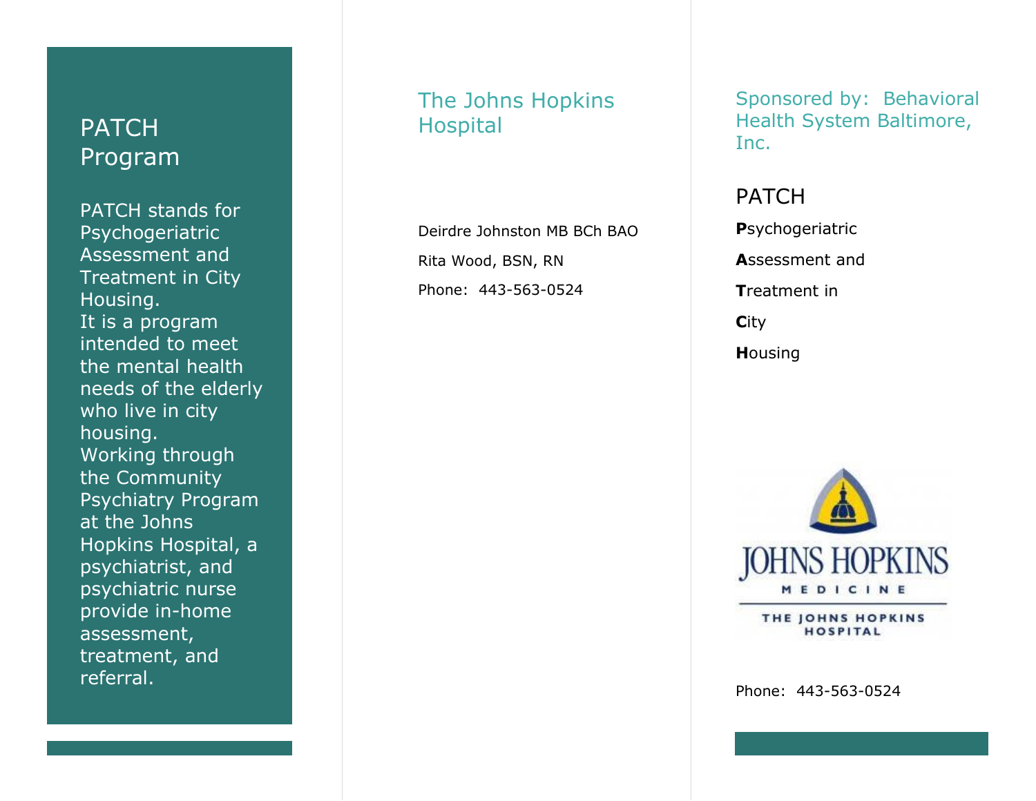## PATCH Program

PATCH stands for Psychogeriatric Assessment and Treatment in City Housing.
It is a program intended to meet the mental health needs of the elderly who live in city housing.
Working through the Community Psychiatry Program at the Johns Hopkins Hospital, a psychiatrist, and psychiatric nurse provide in-home assessment, treatment, and referral.

## The Johns Hopkins Hospital

Deirdre Johnston MB BCh BAO

Rita Wood, BSN, RN

Phone: 443-563-0524

## Sponsored by: Behavioral Health System Baltimore, Inc.

### PATCH

**P**sychogeriatric

**A**ssessment and

**T**reatment in

**C**ity

**H**ousing

JOHNS HOPKINS MEDICINE

THE JOHNS HOPKINS HOSPITAL

Phone: 443-563-0524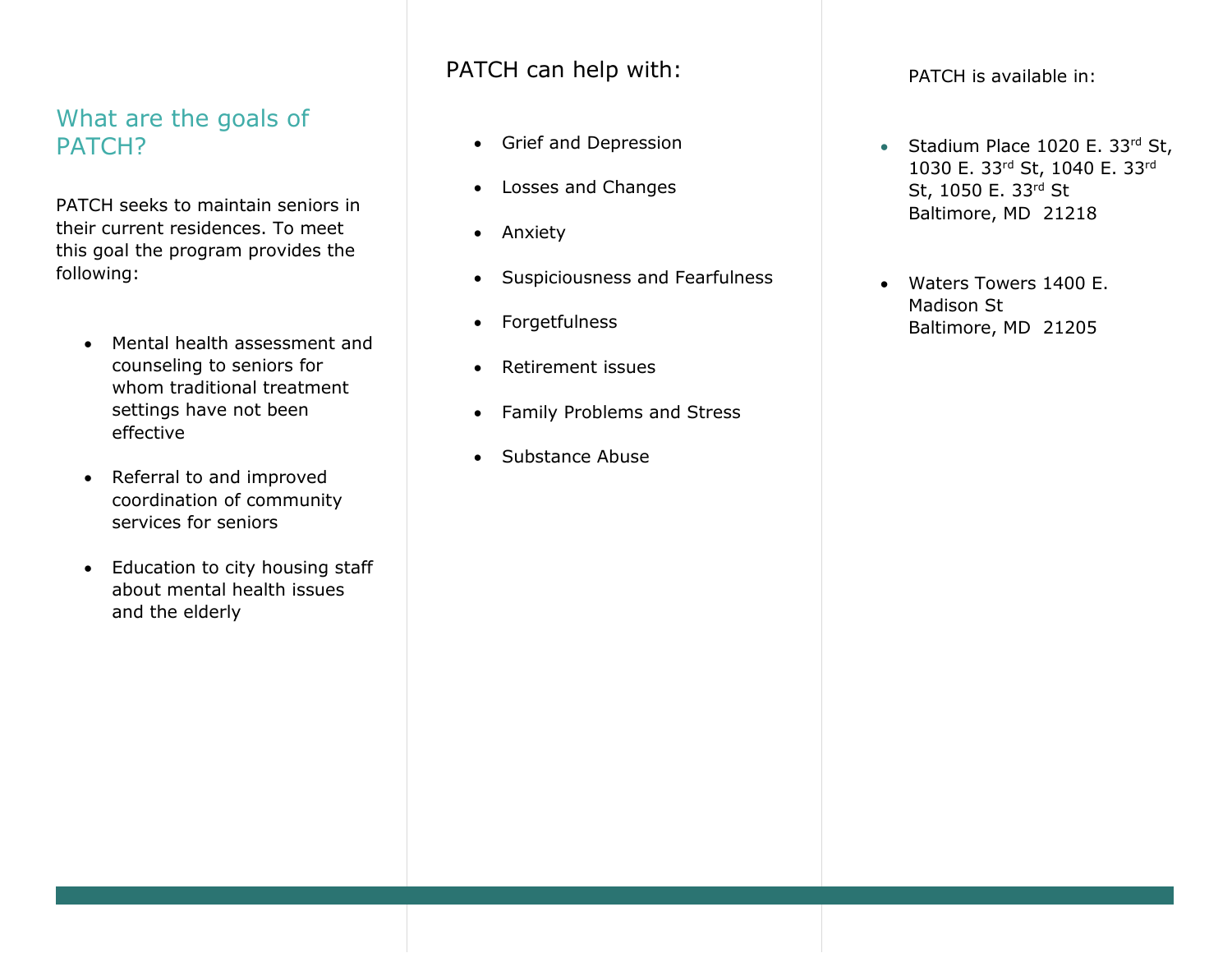## What are the goals of PATCH?

PATCH seeks to maintain seniors in their current residences. To meet this goal the program provides the following:

- Mental health assessment and counseling to seniors for whom traditional treatment settings have not been effective
- Referral to and improved coordination of community services for seniors
- Education to city housing staff about mental health issues and the elderly

PATCH can help with:

- Grief and Depression
- Losses and Changes
- Anxiety
- Suspiciousness and Fearfulness
- Forgetfulness
- Retirement issues
- Family Problems and Stress
- Substance Abuse

PATCH is available in:

- Stadium Place 1020 E. 33rd St, 1030 E. 33rd St, 1040 E. 33rd St, 1050 E. 33rd St
  Baltimore, MD  21218
- Waters Towers 1400 E. Madison St
  Baltimore, MD  21205